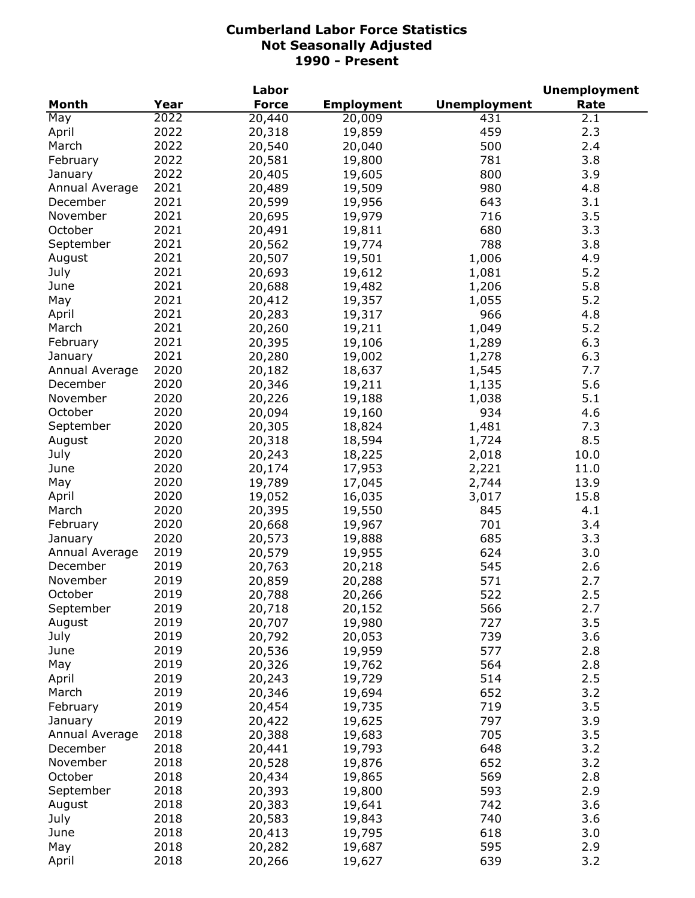# Cumberland Labor Force Statistics
## Not Seasonally Adjusted
## 1990 - Present

| Month | Year | Labor Force | Employment | Unemployment | Unemployment Rate |
|---|---|---|---|---|---|
| May | 2022 | 20,440 | 20,009 | 431 | 2.1 |
| April | 2022 | 20,318 | 19,859 | 459 | 2.3 |
| March | 2022 | 20,540 | 20,040 | 500 | 2.4 |
| February | 2022 | 20,581 | 19,800 | 781 | 3.8 |
| January | 2022 | 20,405 | 19,605 | 800 | 3.9 |
| Annual Average | 2021 | 20,489 | 19,509 | 980 | 4.8 |
| December | 2021 | 20,599 | 19,956 | 643 | 3.1 |
| November | 2021 | 20,695 | 19,979 | 716 | 3.5 |
| October | 2021 | 20,491 | 19,811 | 680 | 3.3 |
| September | 2021 | 20,562 | 19,774 | 788 | 3.8 |
| August | 2021 | 20,507 | 19,501 | 1,006 | 4.9 |
| July | 2021 | 20,693 | 19,612 | 1,081 | 5.2 |
| June | 2021 | 20,688 | 19,482 | 1,206 | 5.8 |
| May | 2021 | 20,412 | 19,357 | 1,055 | 5.2 |
| April | 2021 | 20,283 | 19,317 | 966 | 4.8 |
| March | 2021 | 20,260 | 19,211 | 1,049 | 5.2 |
| February | 2021 | 20,395 | 19,106 | 1,289 | 6.3 |
| January | 2021 | 20,280 | 19,002 | 1,278 | 6.3 |
| Annual Average | 2020 | 20,182 | 18,637 | 1,545 | 7.7 |
| December | 2020 | 20,346 | 19,211 | 1,135 | 5.6 |
| November | 2020 | 20,226 | 19,188 | 1,038 | 5.1 |
| October | 2020 | 20,094 | 19,160 | 934 | 4.6 |
| September | 2020 | 20,305 | 18,824 | 1,481 | 7.3 |
| August | 2020 | 20,318 | 18,594 | 1,724 | 8.5 |
| July | 2020 | 20,243 | 18,225 | 2,018 | 10.0 |
| June | 2020 | 20,174 | 17,953 | 2,221 | 11.0 |
| May | 2020 | 19,789 | 17,045 | 2,744 | 13.9 |
| April | 2020 | 19,052 | 16,035 | 3,017 | 15.8 |
| March | 2020 | 20,395 | 19,550 | 845 | 4.1 |
| February | 2020 | 20,668 | 19,967 | 701 | 3.4 |
| January | 2020 | 20,573 | 19,888 | 685 | 3.3 |
| Annual Average | 2019 | 20,579 | 19,955 | 624 | 3.0 |
| December | 2019 | 20,763 | 20,218 | 545 | 2.6 |
| November | 2019 | 20,859 | 20,288 | 571 | 2.7 |
| October | 2019 | 20,788 | 20,266 | 522 | 2.5 |
| September | 2019 | 20,718 | 20,152 | 566 | 2.7 |
| August | 2019 | 20,707 | 19,980 | 727 | 3.5 |
| July | 2019 | 20,792 | 20,053 | 739 | 3.6 |
| June | 2019 | 20,536 | 19,959 | 577 | 2.8 |
| May | 2019 | 20,326 | 19,762 | 564 | 2.8 |
| April | 2019 | 20,243 | 19,729 | 514 | 2.5 |
| March | 2019 | 20,346 | 19,694 | 652 | 3.2 |
| February | 2019 | 20,454 | 19,735 | 719 | 3.5 |
| January | 2019 | 20,422 | 19,625 | 797 | 3.9 |
| Annual Average | 2018 | 20,388 | 19,683 | 705 | 3.5 |
| December | 2018 | 20,441 | 19,793 | 648 | 3.2 |
| November | 2018 | 20,528 | 19,876 | 652 | 3.2 |
| October | 2018 | 20,434 | 19,865 | 569 | 2.8 |
| September | 2018 | 20,393 | 19,800 | 593 | 2.9 |
| August | 2018 | 20,383 | 19,641 | 742 | 3.6 |
| July | 2018 | 20,583 | 19,843 | 740 | 3.6 |
| June | 2018 | 20,413 | 19,795 | 618 | 3.0 |
| May | 2018 | 20,282 | 19,687 | 595 | 2.9 |
| April | 2018 | 20,266 | 19,627 | 639 | 3.2 |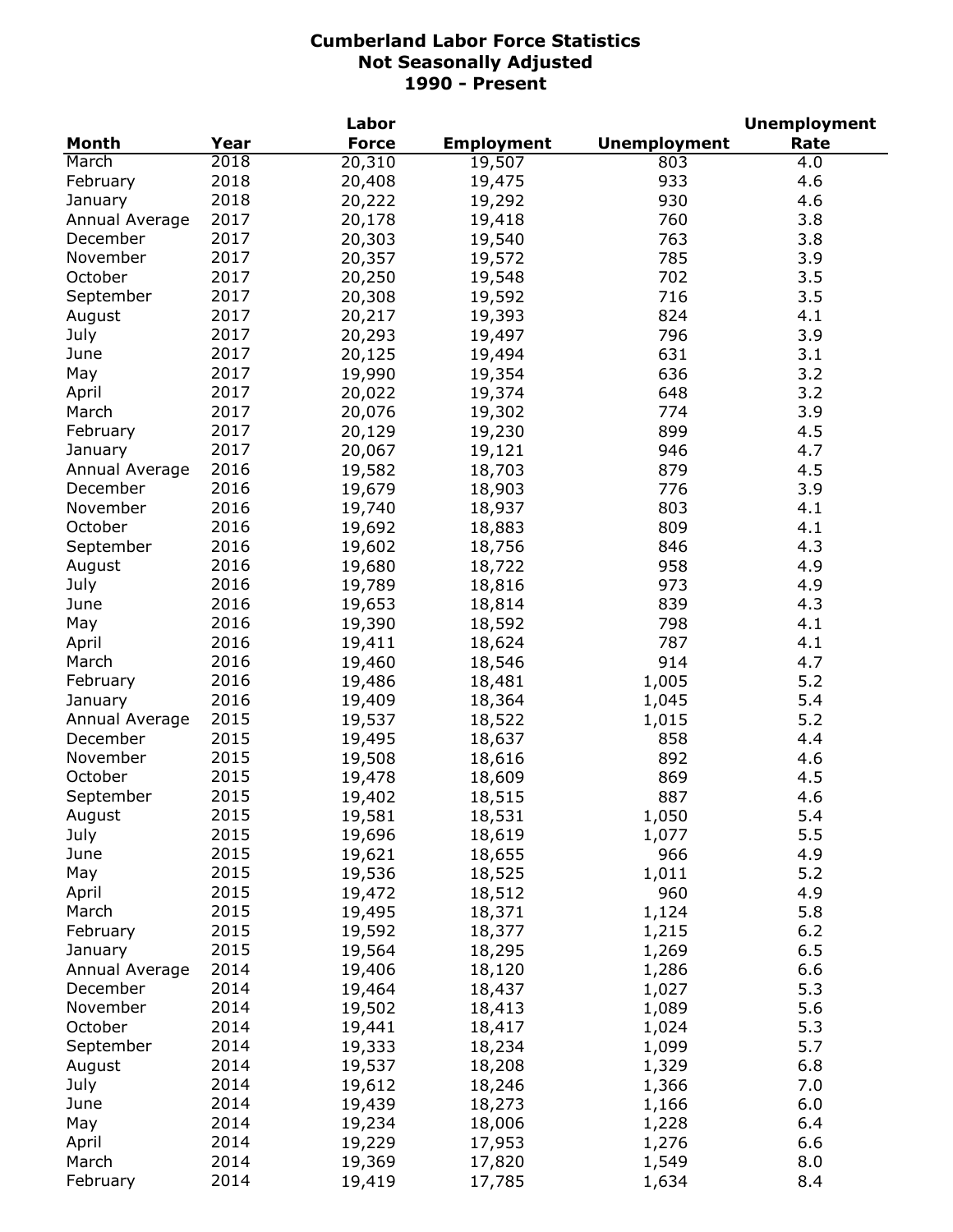# Cumberland Labor Force Statistics
## Not Seasonally Adjusted
### 1990 - Present

| Month | Year | Labor Force | Employment | Unemployment | Unemployment Rate |
|---|---|---|---|---|---|
| March | 2018 | 20,310 | 19,507 | 803 | 4.0 |
| February | 2018 | 20,408 | 19,475 | 933 | 4.6 |
| January | 2018 | 20,222 | 19,292 | 930 | 4.6 |
| Annual Average | 2017 | 20,178 | 19,418 | 760 | 3.8 |
| December | 2017 | 20,303 | 19,540 | 763 | 3.8 |
| November | 2017 | 20,357 | 19,572 | 785 | 3.9 |
| October | 2017 | 20,250 | 19,548 | 702 | 3.5 |
| September | 2017 | 20,308 | 19,592 | 716 | 3.5 |
| August | 2017 | 20,217 | 19,393 | 824 | 4.1 |
| July | 2017 | 20,293 | 19,497 | 796 | 3.9 |
| June | 2017 | 20,125 | 19,494 | 631 | 3.1 |
| May | 2017 | 19,990 | 19,354 | 636 | 3.2 |
| April | 2017 | 20,022 | 19,374 | 648 | 3.2 |
| March | 2017 | 20,076 | 19,302 | 774 | 3.9 |
| February | 2017 | 20,129 | 19,230 | 899 | 4.5 |
| January | 2017 | 20,067 | 19,121 | 946 | 4.7 |
| Annual Average | 2016 | 19,582 | 18,703 | 879 | 4.5 |
| December | 2016 | 19,679 | 18,903 | 776 | 3.9 |
| November | 2016 | 19,740 | 18,937 | 803 | 4.1 |
| October | 2016 | 19,692 | 18,883 | 809 | 4.1 |
| September | 2016 | 19,602 | 18,756 | 846 | 4.3 |
| August | 2016 | 19,680 | 18,722 | 958 | 4.9 |
| July | 2016 | 19,789 | 18,816 | 973 | 4.9 |
| June | 2016 | 19,653 | 18,814 | 839 | 4.3 |
| May | 2016 | 19,390 | 18,592 | 798 | 4.1 |
| April | 2016 | 19,411 | 18,624 | 787 | 4.1 |
| March | 2016 | 19,460 | 18,546 | 914 | 4.7 |
| February | 2016 | 19,486 | 18,481 | 1,005 | 5.2 |
| January | 2016 | 19,409 | 18,364 | 1,045 | 5.4 |
| Annual Average | 2015 | 19,537 | 18,522 | 1,015 | 5.2 |
| December | 2015 | 19,495 | 18,637 | 858 | 4.4 |
| November | 2015 | 19,508 | 18,616 | 892 | 4.6 |
| October | 2015 | 19,478 | 18,609 | 869 | 4.5 |
| September | 2015 | 19,402 | 18,515 | 887 | 4.6 |
| August | 2015 | 19,581 | 18,531 | 1,050 | 5.4 |
| July | 2015 | 19,696 | 18,619 | 1,077 | 5.5 |
| June | 2015 | 19,621 | 18,655 | 966 | 4.9 |
| May | 2015 | 19,536 | 18,525 | 1,011 | 5.2 |
| April | 2015 | 19,472 | 18,512 | 960 | 4.9 |
| March | 2015 | 19,495 | 18,371 | 1,124 | 5.8 |
| February | 2015 | 19,592 | 18,377 | 1,215 | 6.2 |
| January | 2015 | 19,564 | 18,295 | 1,269 | 6.5 |
| Annual Average | 2014 | 19,406 | 18,120 | 1,286 | 6.6 |
| December | 2014 | 19,464 | 18,437 | 1,027 | 5.3 |
| November | 2014 | 19,502 | 18,413 | 1,089 | 5.6 |
| October | 2014 | 19,441 | 18,417 | 1,024 | 5.3 |
| September | 2014 | 19,333 | 18,234 | 1,099 | 5.7 |
| August | 2014 | 19,537 | 18,208 | 1,329 | 6.8 |
| July | 2014 | 19,612 | 18,246 | 1,366 | 7.0 |
| June | 2014 | 19,439 | 18,273 | 1,166 | 6.0 |
| May | 2014 | 19,234 | 18,006 | 1,228 | 6.4 |
| April | 2014 | 19,229 | 17,953 | 1,276 | 6.6 |
| March | 2014 | 19,369 | 17,820 | 1,549 | 8.0 |
| February | 2014 | 19,419 | 17,785 | 1,634 | 8.4 |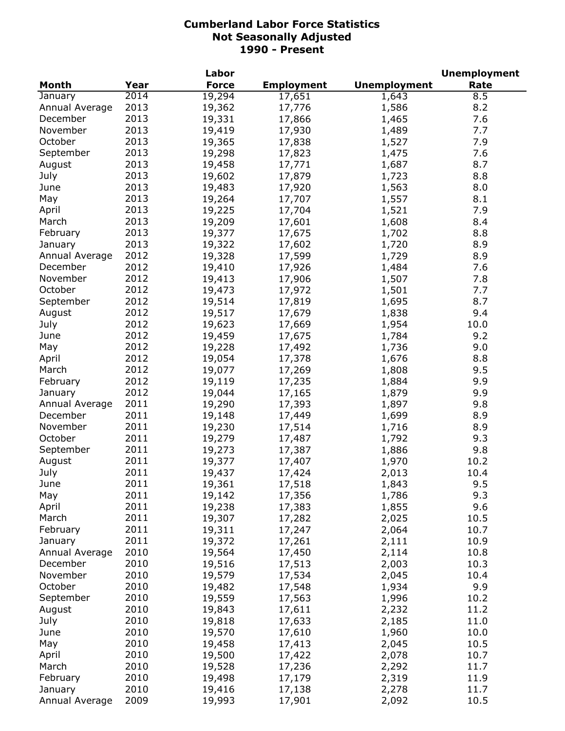# Cumberland Labor Force Statistics
## Not Seasonally Adjusted
## 1990 - Present

| Month | Year | Labor Force | Employment | Unemployment | Unemployment Rate |
|---|---|---|---|---|---|
| January | 2014 | 19,294 | 17,651 | 1,643 | 8.5 |
| Annual Average | 2013 | 19,362 | 17,776 | 1,586 | 8.2 |
| December | 2013 | 19,331 | 17,866 | 1,465 | 7.6 |
| November | 2013 | 19,419 | 17,930 | 1,489 | 7.7 |
| October | 2013 | 19,365 | 17,838 | 1,527 | 7.9 |
| September | 2013 | 19,298 | 17,823 | 1,475 | 7.6 |
| August | 2013 | 19,458 | 17,771 | 1,687 | 8.7 |
| July | 2013 | 19,602 | 17,879 | 1,723 | 8.8 |
| June | 2013 | 19,483 | 17,920 | 1,563 | 8.0 |
| May | 2013 | 19,264 | 17,707 | 1,557 | 8.1 |
| April | 2013 | 19,225 | 17,704 | 1,521 | 7.9 |
| March | 2013 | 19,209 | 17,601 | 1,608 | 8.4 |
| February | 2013 | 19,377 | 17,675 | 1,702 | 8.8 |
| January | 2013 | 19,322 | 17,602 | 1,720 | 8.9 |
| Annual Average | 2012 | 19,328 | 17,599 | 1,729 | 8.9 |
| December | 2012 | 19,410 | 17,926 | 1,484 | 7.6 |
| November | 2012 | 19,413 | 17,906 | 1,507 | 7.8 |
| October | 2012 | 19,473 | 17,972 | 1,501 | 7.7 |
| September | 2012 | 19,514 | 17,819 | 1,695 | 8.7 |
| August | 2012 | 19,517 | 17,679 | 1,838 | 9.4 |
| July | 2012 | 19,623 | 17,669 | 1,954 | 10.0 |
| June | 2012 | 19,459 | 17,675 | 1,784 | 9.2 |
| May | 2012 | 19,228 | 17,492 | 1,736 | 9.0 |
| April | 2012 | 19,054 | 17,378 | 1,676 | 8.8 |
| March | 2012 | 19,077 | 17,269 | 1,808 | 9.5 |
| February | 2012 | 19,119 | 17,235 | 1,884 | 9.9 |
| January | 2012 | 19,044 | 17,165 | 1,879 | 9.9 |
| Annual Average | 2011 | 19,290 | 17,393 | 1,897 | 9.8 |
| December | 2011 | 19,148 | 17,449 | 1,699 | 8.9 |
| November | 2011 | 19,230 | 17,514 | 1,716 | 8.9 |
| October | 2011 | 19,279 | 17,487 | 1,792 | 9.3 |
| September | 2011 | 19,273 | 17,387 | 1,886 | 9.8 |
| August | 2011 | 19,377 | 17,407 | 1,970 | 10.2 |
| July | 2011 | 19,437 | 17,424 | 2,013 | 10.4 |
| June | 2011 | 19,361 | 17,518 | 1,843 | 9.5 |
| May | 2011 | 19,142 | 17,356 | 1,786 | 9.3 |
| April | 2011 | 19,238 | 17,383 | 1,855 | 9.6 |
| March | 2011 | 19,307 | 17,282 | 2,025 | 10.5 |
| February | 2011 | 19,311 | 17,247 | 2,064 | 10.7 |
| January | 2011 | 19,372 | 17,261 | 2,111 | 10.9 |
| Annual Average | 2010 | 19,564 | 17,450 | 2,114 | 10.8 |
| December | 2010 | 19,516 | 17,513 | 2,003 | 10.3 |
| November | 2010 | 19,579 | 17,534 | 2,045 | 10.4 |
| October | 2010 | 19,482 | 17,548 | 1,934 | 9.9 |
| September | 2010 | 19,559 | 17,563 | 1,996 | 10.2 |
| August | 2010 | 19,843 | 17,611 | 2,232 | 11.2 |
| July | 2010 | 19,818 | 17,633 | 2,185 | 11.0 |
| June | 2010 | 19,570 | 17,610 | 1,960 | 10.0 |
| May | 2010 | 19,458 | 17,413 | 2,045 | 10.5 |
| April | 2010 | 19,500 | 17,422 | 2,078 | 10.7 |
| March | 2010 | 19,528 | 17,236 | 2,292 | 11.7 |
| February | 2010 | 19,498 | 17,179 | 2,319 | 11.9 |
| January | 2010 | 19,416 | 17,138 | 2,278 | 11.7 |
| Annual Average | 2009 | 19,993 | 17,901 | 2,092 | 10.5 |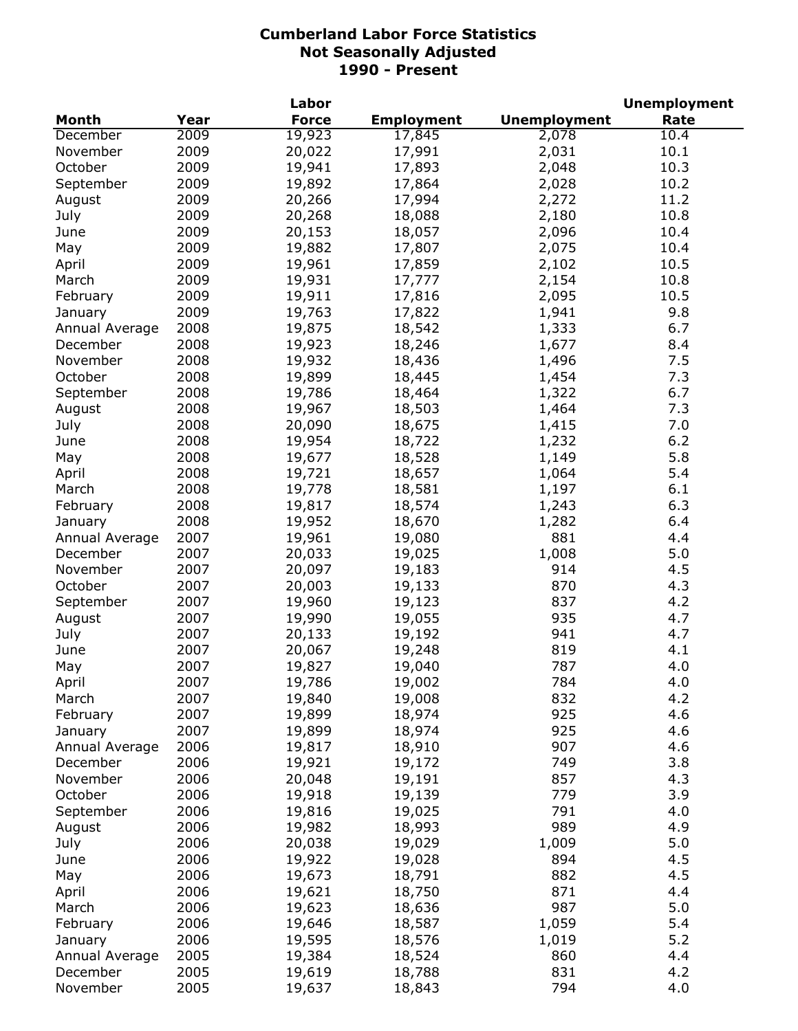# Cumberland Labor Force Statistics
## Not Seasonally Adjusted
## 1990 - Present

| Month | Year | Labor Force | Employment | Unemployment | Unemployment Rate |
|---|---|---|---|---|---|
| December | 2009 | 19,923 | 17,845 | 2,078 | 10.4 |
| November | 2009 | 20,022 | 17,991 | 2,031 | 10.1 |
| October | 2009 | 19,941 | 17,893 | 2,048 | 10.3 |
| September | 2009 | 19,892 | 17,864 | 2,028 | 10.2 |
| August | 2009 | 20,266 | 17,994 | 2,272 | 11.2 |
| July | 2009 | 20,268 | 18,088 | 2,180 | 10.8 |
| June | 2009 | 20,153 | 18,057 | 2,096 | 10.4 |
| May | 2009 | 19,882 | 17,807 | 2,075 | 10.4 |
| April | 2009 | 19,961 | 17,859 | 2,102 | 10.5 |
| March | 2009 | 19,931 | 17,777 | 2,154 | 10.8 |
| February | 2009 | 19,911 | 17,816 | 2,095 | 10.5 |
| January | 2009 | 19,763 | 17,822 | 1,941 | 9.8 |
| Annual Average | 2008 | 19,875 | 18,542 | 1,333 | 6.7 |
| December | 2008 | 19,923 | 18,246 | 1,677 | 8.4 |
| November | 2008 | 19,932 | 18,436 | 1,496 | 7.5 |
| October | 2008 | 19,899 | 18,445 | 1,454 | 7.3 |
| September | 2008 | 19,786 | 18,464 | 1,322 | 6.7 |
| August | 2008 | 19,967 | 18,503 | 1,464 | 7.3 |
| July | 2008 | 20,090 | 18,675 | 1,415 | 7.0 |
| June | 2008 | 19,954 | 18,722 | 1,232 | 6.2 |
| May | 2008 | 19,677 | 18,528 | 1,149 | 5.8 |
| April | 2008 | 19,721 | 18,657 | 1,064 | 5.4 |
| March | 2008 | 19,778 | 18,581 | 1,197 | 6.1 |
| February | 2008 | 19,817 | 18,574 | 1,243 | 6.3 |
| January | 2008 | 19,952 | 18,670 | 1,282 | 6.4 |
| Annual Average | 2007 | 19,961 | 19,080 | 881 | 4.4 |
| December | 2007 | 20,033 | 19,025 | 1,008 | 5.0 |
| November | 2007 | 20,097 | 19,183 | 914 | 4.5 |
| October | 2007 | 20,003 | 19,133 | 870 | 4.3 |
| September | 2007 | 19,960 | 19,123 | 837 | 4.2 |
| August | 2007 | 19,990 | 19,055 | 935 | 4.7 |
| July | 2007 | 20,133 | 19,192 | 941 | 4.7 |
| June | 2007 | 20,067 | 19,248 | 819 | 4.1 |
| May | 2007 | 19,827 | 19,040 | 787 | 4.0 |
| April | 2007 | 19,786 | 19,002 | 784 | 4.0 |
| March | 2007 | 19,840 | 19,008 | 832 | 4.2 |
| February | 2007 | 19,899 | 18,974 | 925 | 4.6 |
| January | 2007 | 19,899 | 18,974 | 925 | 4.6 |
| Annual Average | 2006 | 19,817 | 18,910 | 907 | 4.6 |
| December | 2006 | 19,921 | 19,172 | 749 | 3.8 |
| November | 2006 | 20,048 | 19,191 | 857 | 4.3 |
| October | 2006 | 19,918 | 19,139 | 779 | 3.9 |
| September | 2006 | 19,816 | 19,025 | 791 | 4.0 |
| August | 2006 | 19,982 | 18,993 | 989 | 4.9 |
| July | 2006 | 20,038 | 19,029 | 1,009 | 5.0 |
| June | 2006 | 19,922 | 19,028 | 894 | 4.5 |
| May | 2006 | 19,673 | 18,791 | 882 | 4.5 |
| April | 2006 | 19,621 | 18,750 | 871 | 4.4 |
| March | 2006 | 19,623 | 18,636 | 987 | 5.0 |
| February | 2006 | 19,646 | 18,587 | 1,059 | 5.4 |
| January | 2006 | 19,595 | 18,576 | 1,019 | 5.2 |
| Annual Average | 2005 | 19,384 | 18,524 | 860 | 4.4 |
| December | 2005 | 19,619 | 18,788 | 831 | 4.2 |
| November | 2005 | 19,637 | 18,843 | 794 | 4.0 |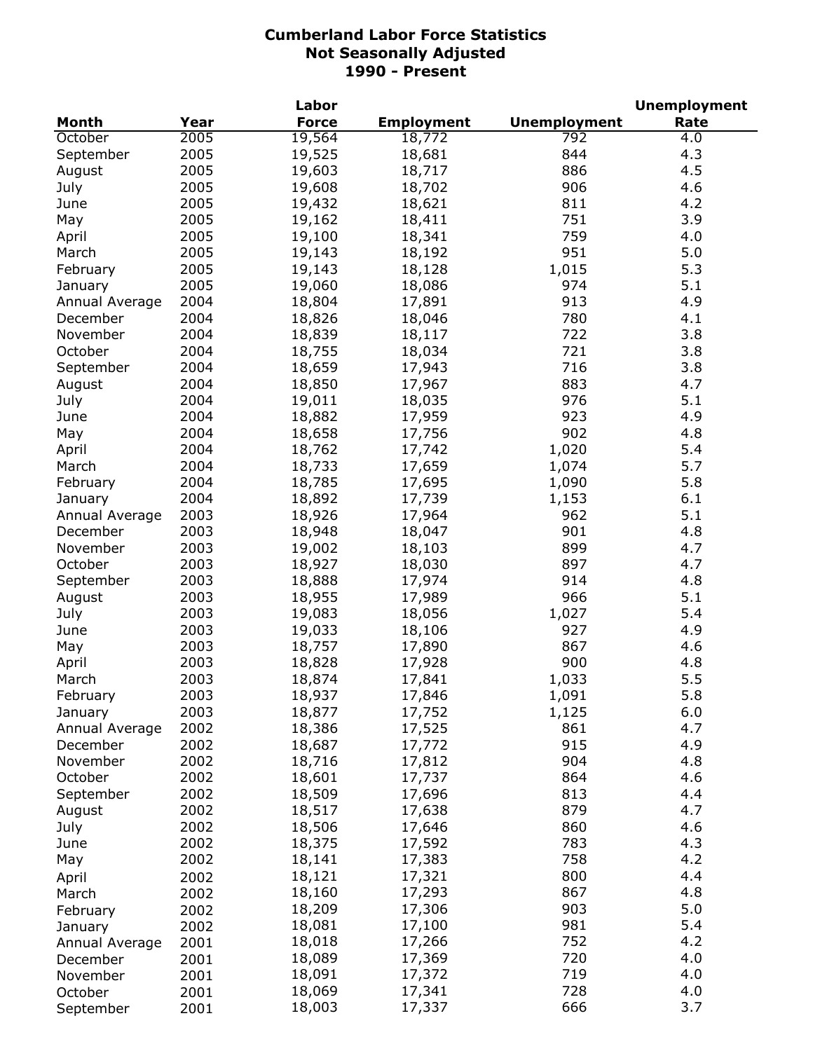# Cumberland Labor Force Statistics
## Not Seasonally Adjusted
## 1990 - Present

| Month | Year | Labor Force | Employment | Unemployment | Unemployment Rate |
|---|---|---|---|---|---|
| October | 2005 | 19,564 | 18,772 | 792 | 4.0 |
| September | 2005 | 19,525 | 18,681 | 844 | 4.3 |
| August | 2005 | 19,603 | 18,717 | 886 | 4.5 |
| July | 2005 | 19,608 | 18,702 | 906 | 4.6 |
| June | 2005 | 19,432 | 18,621 | 811 | 4.2 |
| May | 2005 | 19,162 | 18,411 | 751 | 3.9 |
| April | 2005 | 19,100 | 18,341 | 759 | 4.0 |
| March | 2005 | 19,143 | 18,192 | 951 | 5.0 |
| February | 2005 | 19,143 | 18,128 | 1,015 | 5.3 |
| January | 2005 | 19,060 | 18,086 | 974 | 5.1 |
| Annual Average | 2004 | 18,804 | 17,891 | 913 | 4.9 |
| December | 2004 | 18,826 | 18,046 | 780 | 4.1 |
| November | 2004 | 18,839 | 18,117 | 722 | 3.8 |
| October | 2004 | 18,755 | 18,034 | 721 | 3.8 |
| September | 2004 | 18,659 | 17,943 | 716 | 3.8 |
| August | 2004 | 18,850 | 17,967 | 883 | 4.7 |
| July | 2004 | 19,011 | 18,035 | 976 | 5.1 |
| June | 2004 | 18,882 | 17,959 | 923 | 4.9 |
| May | 2004 | 18,658 | 17,756 | 902 | 4.8 |
| April | 2004 | 18,762 | 17,742 | 1,020 | 5.4 |
| March | 2004 | 18,733 | 17,659 | 1,074 | 5.7 |
| February | 2004 | 18,785 | 17,695 | 1,090 | 5.8 |
| January | 2004 | 18,892 | 17,739 | 1,153 | 6.1 |
| Annual Average | 2003 | 18,926 | 17,964 | 962 | 5.1 |
| December | 2003 | 18,948 | 18,047 | 901 | 4.8 |
| November | 2003 | 19,002 | 18,103 | 899 | 4.7 |
| October | 2003 | 18,927 | 18,030 | 897 | 4.7 |
| September | 2003 | 18,888 | 17,974 | 914 | 4.8 |
| August | 2003 | 18,955 | 17,989 | 966 | 5.1 |
| July | 2003 | 19,083 | 18,056 | 1,027 | 5.4 |
| June | 2003 | 19,033 | 18,106 | 927 | 4.9 |
| May | 2003 | 18,757 | 17,890 | 867 | 4.6 |
| April | 2003 | 18,828 | 17,928 | 900 | 4.8 |
| March | 2003 | 18,874 | 17,841 | 1,033 | 5.5 |
| February | 2003 | 18,937 | 17,846 | 1,091 | 5.8 |
| January | 2003 | 18,877 | 17,752 | 1,125 | 6.0 |
| Annual Average | 2002 | 18,386 | 17,525 | 861 | 4.7 |
| December | 2002 | 18,687 | 17,772 | 915 | 4.9 |
| November | 2002 | 18,716 | 17,812 | 904 | 4.8 |
| October | 2002 | 18,601 | 17,737 | 864 | 4.6 |
| September | 2002 | 18,509 | 17,696 | 813 | 4.4 |
| August | 2002 | 18,517 | 17,638 | 879 | 4.7 |
| July | 2002 | 18,506 | 17,646 | 860 | 4.6 |
| June | 2002 | 18,375 | 17,592 | 783 | 4.3 |
| May | 2002 | 18,141 | 17,383 | 758 | 4.2 |
| April | 2002 | 18,121 | 17,321 | 800 | 4.4 |
| March | 2002 | 18,160 | 17,293 | 867 | 4.8 |
| February | 2002 | 18,209 | 17,306 | 903 | 5.0 |
| January | 2002 | 18,081 | 17,100 | 981 | 5.4 |
| Annual Average | 2001 | 18,018 | 17,266 | 752 | 4.2 |
| December | 2001 | 18,089 | 17,369 | 720 | 4.0 |
| November | 2001 | 18,091 | 17,372 | 719 | 4.0 |
| October | 2001 | 18,069 | 17,341 | 728 | 4.0 |
| September | 2001 | 18,003 | 17,337 | 666 | 3.7 |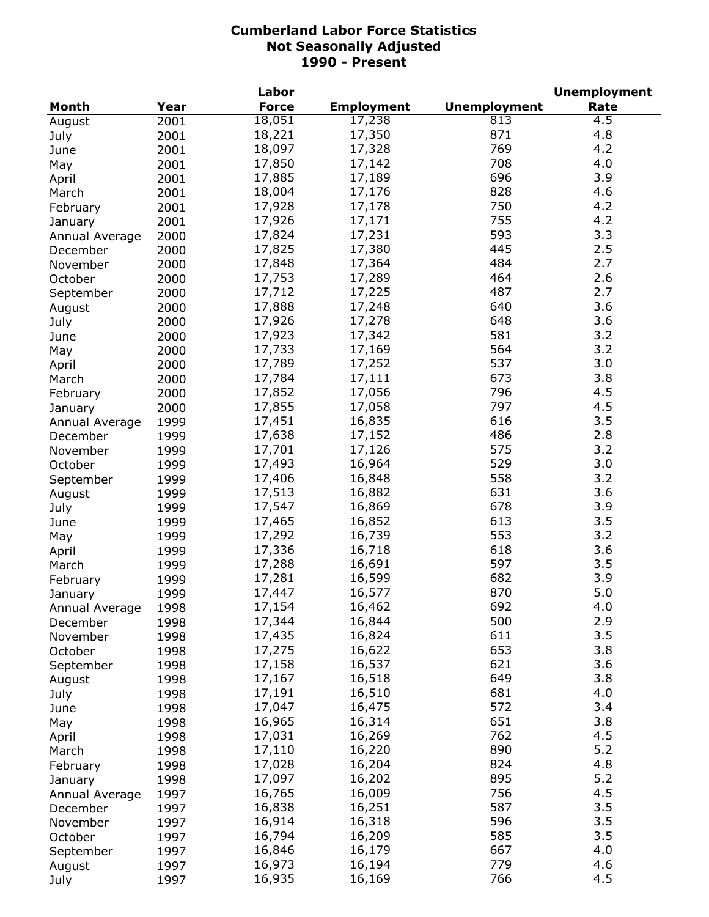# Cumberland Labor Force Statistics
## Not Seasonally Adjusted
## 1990 - Present

| Month | Year | Labor Force | Employment | Unemployment | Unemployment Rate |
|---|---|---|---|---|---|
| August | 2001 | 18,051 | 17,238 | 813 | 4.5 |
| July | 2001 | 18,221 | 17,350 | 871 | 4.8 |
| June | 2001 | 18,097 | 17,328 | 769 | 4.2 |
| May | 2001 | 17,850 | 17,142 | 708 | 4.0 |
| April | 2001 | 17,885 | 17,189 | 696 | 3.9 |
| March | 2001 | 18,004 | 17,176 | 828 | 4.6 |
| February | 2001 | 17,928 | 17,178 | 750 | 4.2 |
| January | 2001 | 17,926 | 17,171 | 755 | 4.2 |
| Annual Average | 2000 | 17,824 | 17,231 | 593 | 3.3 |
| December | 2000 | 17,825 | 17,380 | 445 | 2.5 |
| November | 2000 | 17,848 | 17,364 | 484 | 2.7 |
| October | 2000 | 17,753 | 17,289 | 464 | 2.6 |
| September | 2000 | 17,712 | 17,225 | 487 | 2.7 |
| August | 2000 | 17,888 | 17,248 | 640 | 3.6 |
| July | 2000 | 17,926 | 17,278 | 648 | 3.6 |
| June | 2000 | 17,923 | 17,342 | 581 | 3.2 |
| May | 2000 | 17,733 | 17,169 | 564 | 3.2 |
| April | 2000 | 17,789 | 17,252 | 537 | 3.0 |
| March | 2000 | 17,784 | 17,111 | 673 | 3.8 |
| February | 2000 | 17,852 | 17,056 | 796 | 4.5 |
| January | 2000 | 17,855 | 17,058 | 797 | 4.5 |
| Annual Average | 1999 | 17,451 | 16,835 | 616 | 3.5 |
| December | 1999 | 17,638 | 17,152 | 486 | 2.8 |
| November | 1999 | 17,701 | 17,126 | 575 | 3.2 |
| October | 1999 | 17,493 | 16,964 | 529 | 3.0 |
| September | 1999 | 17,406 | 16,848 | 558 | 3.2 |
| August | 1999 | 17,513 | 16,882 | 631 | 3.6 |
| July | 1999 | 17,547 | 16,869 | 678 | 3.9 |
| June | 1999 | 17,465 | 16,852 | 613 | 3.5 |
| May | 1999 | 17,292 | 16,739 | 553 | 3.2 |
| April | 1999 | 17,336 | 16,718 | 618 | 3.6 |
| March | 1999 | 17,288 | 16,691 | 597 | 3.5 |
| February | 1999 | 17,281 | 16,599 | 682 | 3.9 |
| January | 1999 | 17,447 | 16,577 | 870 | 5.0 |
| Annual Average | 1998 | 17,154 | 16,462 | 692 | 4.0 |
| December | 1998 | 17,344 | 16,844 | 500 | 2.9 |
| November | 1998 | 17,435 | 16,824 | 611 | 3.5 |
| October | 1998 | 17,275 | 16,622 | 653 | 3.8 |
| September | 1998 | 17,158 | 16,537 | 621 | 3.6 |
| August | 1998 | 17,167 | 16,518 | 649 | 3.8 |
| July | 1998 | 17,191 | 16,510 | 681 | 4.0 |
| June | 1998 | 17,047 | 16,475 | 572 | 3.4 |
| May | 1998 | 16,965 | 16,314 | 651 | 3.8 |
| April | 1998 | 17,031 | 16,269 | 762 | 4.5 |
| March | 1998 | 17,110 | 16,220 | 890 | 5.2 |
| February | 1998 | 17,028 | 16,204 | 824 | 4.8 |
| January | 1998 | 17,097 | 16,202 | 895 | 5.2 |
| Annual Average | 1997 | 16,765 | 16,009 | 756 | 4.5 |
| December | 1997 | 16,838 | 16,251 | 587 | 3.5 |
| November | 1997 | 16,914 | 16,318 | 596 | 3.5 |
| October | 1997 | 16,794 | 16,209 | 585 | 3.5 |
| September | 1997 | 16,846 | 16,179 | 667 | 4.0 |
| August | 1997 | 16,973 | 16,194 | 779 | 4.6 |
| July | 1997 | 16,935 | 16,169 | 766 | 4.5 |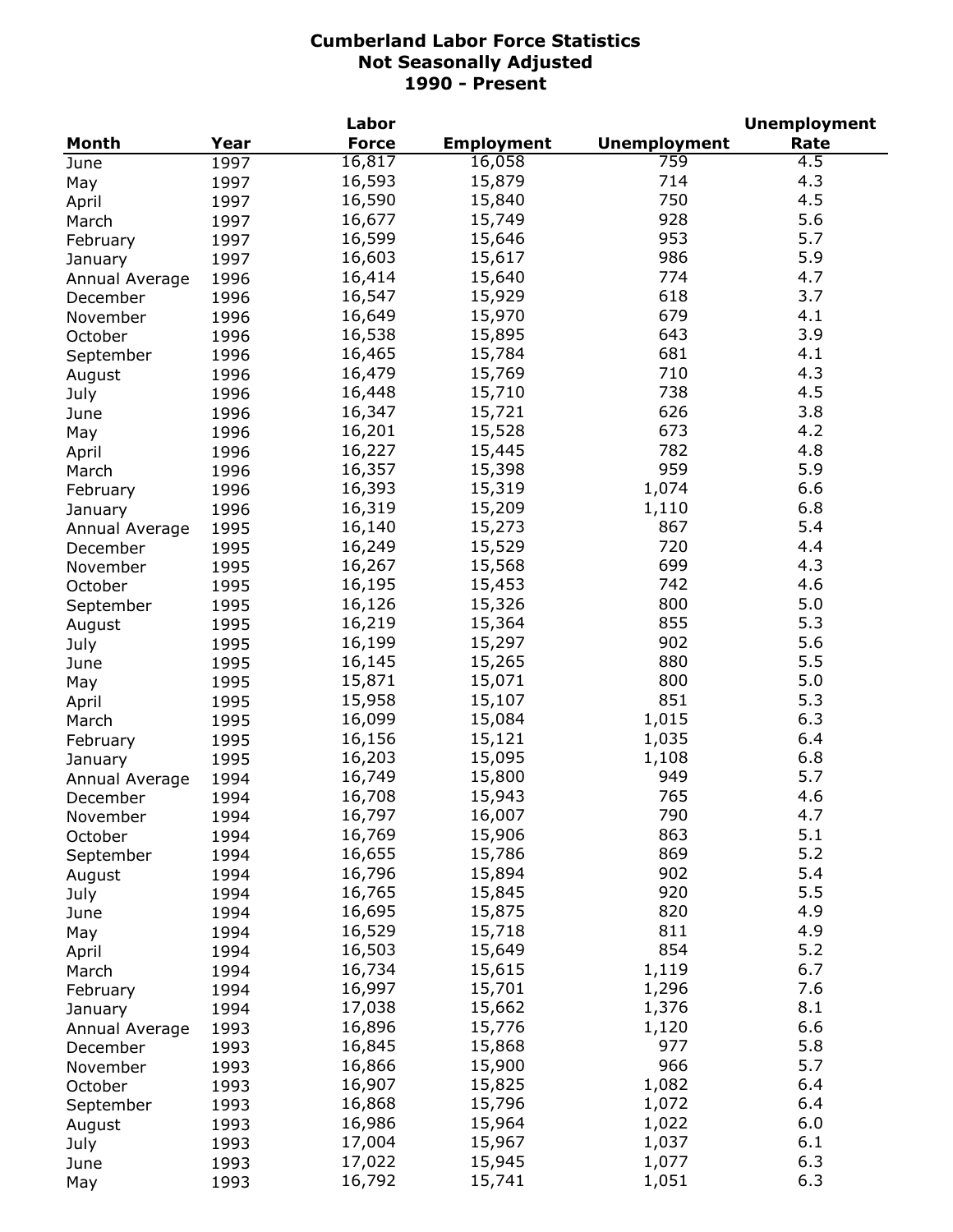# Cumberland Labor Force Statistics
## Not Seasonally Adjusted
## 1990 - Present

| Month | Year | Labor Force | Employment | Unemployment | Unemployment Rate |
|---|---|---|---|---|---|
| June | 1997 | 16,817 | 16,058 | 759 | 4.5 |
| May | 1997 | 16,593 | 15,879 | 714 | 4.3 |
| April | 1997 | 16,590 | 15,840 | 750 | 4.5 |
| March | 1997 | 16,677 | 15,749 | 928 | 5.6 |
| February | 1997 | 16,599 | 15,646 | 953 | 5.7 |
| January | 1997 | 16,603 | 15,617 | 986 | 5.9 |
| Annual Average | 1996 | 16,414 | 15,640 | 774 | 4.7 |
| December | 1996 | 16,547 | 15,929 | 618 | 3.7 |
| November | 1996 | 16,649 | 15,970 | 679 | 4.1 |
| October | 1996 | 16,538 | 15,895 | 643 | 3.9 |
| September | 1996 | 16,465 | 15,784 | 681 | 4.1 |
| August | 1996 | 16,479 | 15,769 | 710 | 4.3 |
| July | 1996 | 16,448 | 15,710 | 738 | 4.5 |
| June | 1996 | 16,347 | 15,721 | 626 | 3.8 |
| May | 1996 | 16,201 | 15,528 | 673 | 4.2 |
| April | 1996 | 16,227 | 15,445 | 782 | 4.8 |
| March | 1996 | 16,357 | 15,398 | 959 | 5.9 |
| February | 1996 | 16,393 | 15,319 | 1,074 | 6.6 |
| January | 1996 | 16,319 | 15,209 | 1,110 | 6.8 |
| Annual Average | 1995 | 16,140 | 15,273 | 867 | 5.4 |
| December | 1995 | 16,249 | 15,529 | 720 | 4.4 |
| November | 1995 | 16,267 | 15,568 | 699 | 4.3 |
| October | 1995 | 16,195 | 15,453 | 742 | 4.6 |
| September | 1995 | 16,126 | 15,326 | 800 | 5.0 |
| August | 1995 | 16,219 | 15,364 | 855 | 5.3 |
| July | 1995 | 16,199 | 15,297 | 902 | 5.6 |
| June | 1995 | 16,145 | 15,265 | 880 | 5.5 |
| May | 1995 | 15,871 | 15,071 | 800 | 5.0 |
| April | 1995 | 15,958 | 15,107 | 851 | 5.3 |
| March | 1995 | 16,099 | 15,084 | 1,015 | 6.3 |
| February | 1995 | 16,156 | 15,121 | 1,035 | 6.4 |
| January | 1995 | 16,203 | 15,095 | 1,108 | 6.8 |
| Annual Average | 1994 | 16,749 | 15,800 | 949 | 5.7 |
| December | 1994 | 16,708 | 15,943 | 765 | 4.6 |
| November | 1994 | 16,797 | 16,007 | 790 | 4.7 |
| October | 1994 | 16,769 | 15,906 | 863 | 5.1 |
| September | 1994 | 16,655 | 15,786 | 869 | 5.2 |
| August | 1994 | 16,796 | 15,894 | 902 | 5.4 |
| July | 1994 | 16,765 | 15,845 | 920 | 5.5 |
| June | 1994 | 16,695 | 15,875 | 820 | 4.9 |
| May | 1994 | 16,529 | 15,718 | 811 | 4.9 |
| April | 1994 | 16,503 | 15,649 | 854 | 5.2 |
| March | 1994 | 16,734 | 15,615 | 1,119 | 6.7 |
| February | 1994 | 16,997 | 15,701 | 1,296 | 7.6 |
| January | 1994 | 17,038 | 15,662 | 1,376 | 8.1 |
| Annual Average | 1993 | 16,896 | 15,776 | 1,120 | 6.6 |
| December | 1993 | 16,845 | 15,868 | 977 | 5.8 |
| November | 1993 | 16,866 | 15,900 | 966 | 5.7 |
| October | 1993 | 16,907 | 15,825 | 1,082 | 6.4 |
| September | 1993 | 16,868 | 15,796 | 1,072 | 6.4 |
| August | 1993 | 16,986 | 15,964 | 1,022 | 6.0 |
| July | 1993 | 17,004 | 15,967 | 1,037 | 6.1 |
| June | 1993 | 17,022 | 15,945 | 1,077 | 6.3 |
| May | 1993 | 16,792 | 15,741 | 1,051 | 6.3 |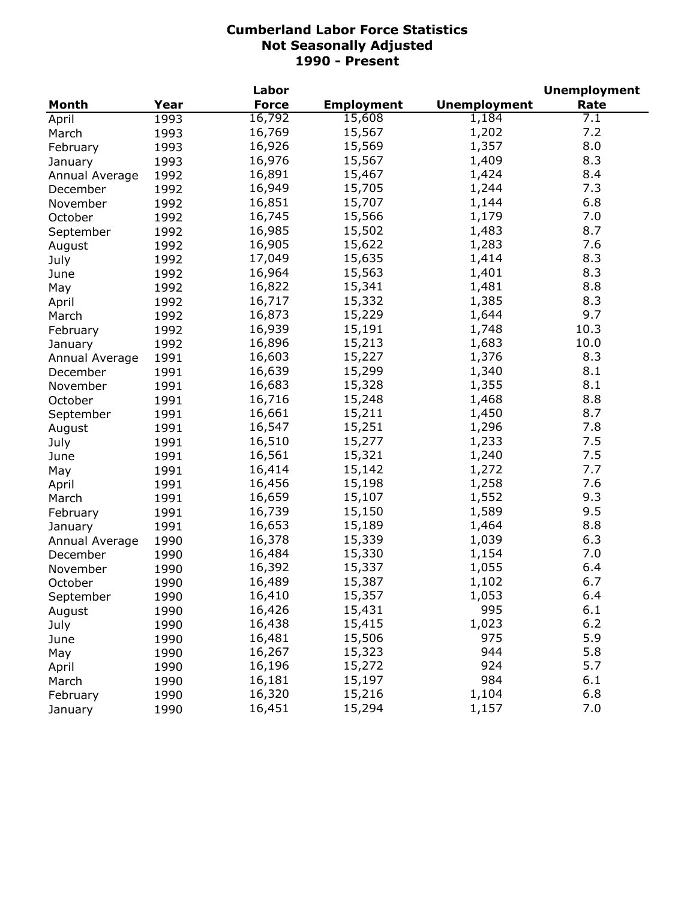**Cumberland Labor Force Statistics**
**Not Seasonally Adjusted**
**1990 - Present**

| Month | Year | Labor Force | Employment | Unemployment | Unemployment Rate |
|---|---|---|---|---|---|
| April | 1993 | 16,792 | 15,608 | 1,184 | 7.1 |
| March | 1993 | 16,769 | 15,567 | 1,202 | 7.2 |
| February | 1993 | 16,926 | 15,569 | 1,357 | 8.0 |
| January | 1993 | 16,976 | 15,567 | 1,409 | 8.3 |
| Annual Average | 1992 | 16,891 | 15,467 | 1,424 | 8.4 |
| December | 1992 | 16,949 | 15,705 | 1,244 | 7.3 |
| November | 1992 | 16,851 | 15,707 | 1,144 | 6.8 |
| October | 1992 | 16,745 | 15,566 | 1,179 | 7.0 |
| September | 1992 | 16,985 | 15,502 | 1,483 | 8.7 |
| August | 1992 | 16,905 | 15,622 | 1,283 | 7.6 |
| July | 1992 | 17,049 | 15,635 | 1,414 | 8.3 |
| June | 1992 | 16,964 | 15,563 | 1,401 | 8.3 |
| May | 1992 | 16,822 | 15,341 | 1,481 | 8.8 |
| April | 1992 | 16,717 | 15,332 | 1,385 | 8.3 |
| March | 1992 | 16,873 | 15,229 | 1,644 | 9.7 |
| February | 1992 | 16,939 | 15,191 | 1,748 | 10.3 |
| January | 1992 | 16,896 | 15,213 | 1,683 | 10.0 |
| Annual Average | 1991 | 16,603 | 15,227 | 1,376 | 8.3 |
| December | 1991 | 16,639 | 15,299 | 1,340 | 8.1 |
| November | 1991 | 16,683 | 15,328 | 1,355 | 8.1 |
| October | 1991 | 16,716 | 15,248 | 1,468 | 8.8 |
| September | 1991 | 16,661 | 15,211 | 1,450 | 8.7 |
| August | 1991 | 16,547 | 15,251 | 1,296 | 7.8 |
| July | 1991 | 16,510 | 15,277 | 1,233 | 7.5 |
| June | 1991 | 16,561 | 15,321 | 1,240 | 7.5 |
| May | 1991 | 16,414 | 15,142 | 1,272 | 7.7 |
| April | 1991 | 16,456 | 15,198 | 1,258 | 7.6 |
| March | 1991 | 16,659 | 15,107 | 1,552 | 9.3 |
| February | 1991 | 16,739 | 15,150 | 1,589 | 9.5 |
| January | 1991 | 16,653 | 15,189 | 1,464 | 8.8 |
| Annual Average | 1990 | 16,378 | 15,339 | 1,039 | 6.3 |
| December | 1990 | 16,484 | 15,330 | 1,154 | 7.0 |
| November | 1990 | 16,392 | 15,337 | 1,055 | 6.4 |
| October | 1990 | 16,489 | 15,387 | 1,102 | 6.7 |
| September | 1990 | 16,410 | 15,357 | 1,053 | 6.4 |
| August | 1990 | 16,426 | 15,431 | 995 | 6.1 |
| July | 1990 | 16,438 | 15,415 | 1,023 | 6.2 |
| June | 1990 | 16,481 | 15,506 | 975 | 5.9 |
| May | 1990 | 16,267 | 15,323 | 944 | 5.8 |
| April | 1990 | 16,196 | 15,272 | 924 | 5.7 |
| March | 1990 | 16,181 | 15,197 | 984 | 6.1 |
| February | 1990 | 16,320 | 15,216 | 1,104 | 6.8 |
| January | 1990 | 16,451 | 15,294 | 1,157 | 7.0 |